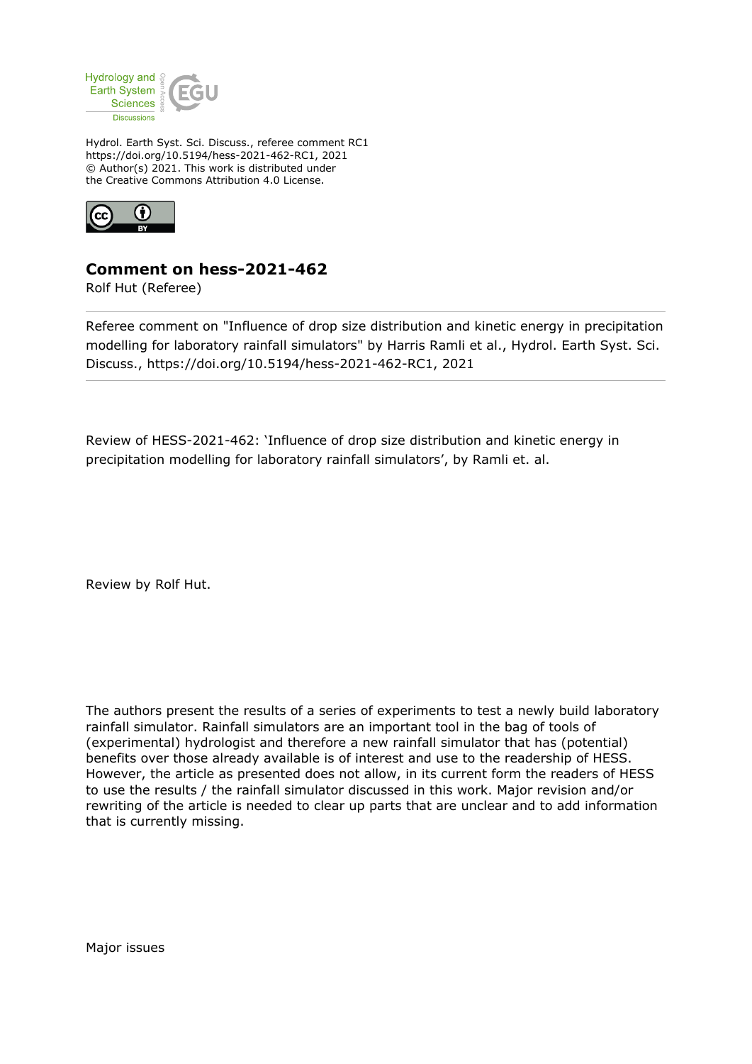Hydrol. Earth Syst. Sci. Discuss., referee comment RC1
https://doi.org/10.5194/hess-2021-462-RC1, 2021
© Author(s) 2021. This work is distributed under
the Creative Commons Attribution 4.0 License.

## Comment on hess-2021-462

Rolf Hut (Referee)

Referee comment on "Influence of drop size distribution and kinetic energy in precipitation modelling for laboratory rainfall simulators" by Harris Ramli et al., Hydrol. Earth Syst. Sci. Discuss., https://doi.org/10.5194/hess-2021-462-RC1, 2021

Review of HESS-2021-462: 'Influence of drop size distribution and kinetic energy in precipitation modelling for laboratory rainfall simulators', by Ramli et. al.

Review by Rolf Hut.

The authors present the results of a series of experiments to test a newly build laboratory rainfall simulator. Rainfall simulators are an important tool in the bag of tools of (experimental) hydrologist and therefore a new rainfall simulator that has (potential) benefits over those already available is of interest and use to the readership of HESS. However, the article as presented does not allow, in its current form the readers of HESS to use the results / the rainfall simulator discussed in this work. Major revision and/or rewriting of the article is needed to clear up parts that are unclear and to add information that is currently missing.

Major issues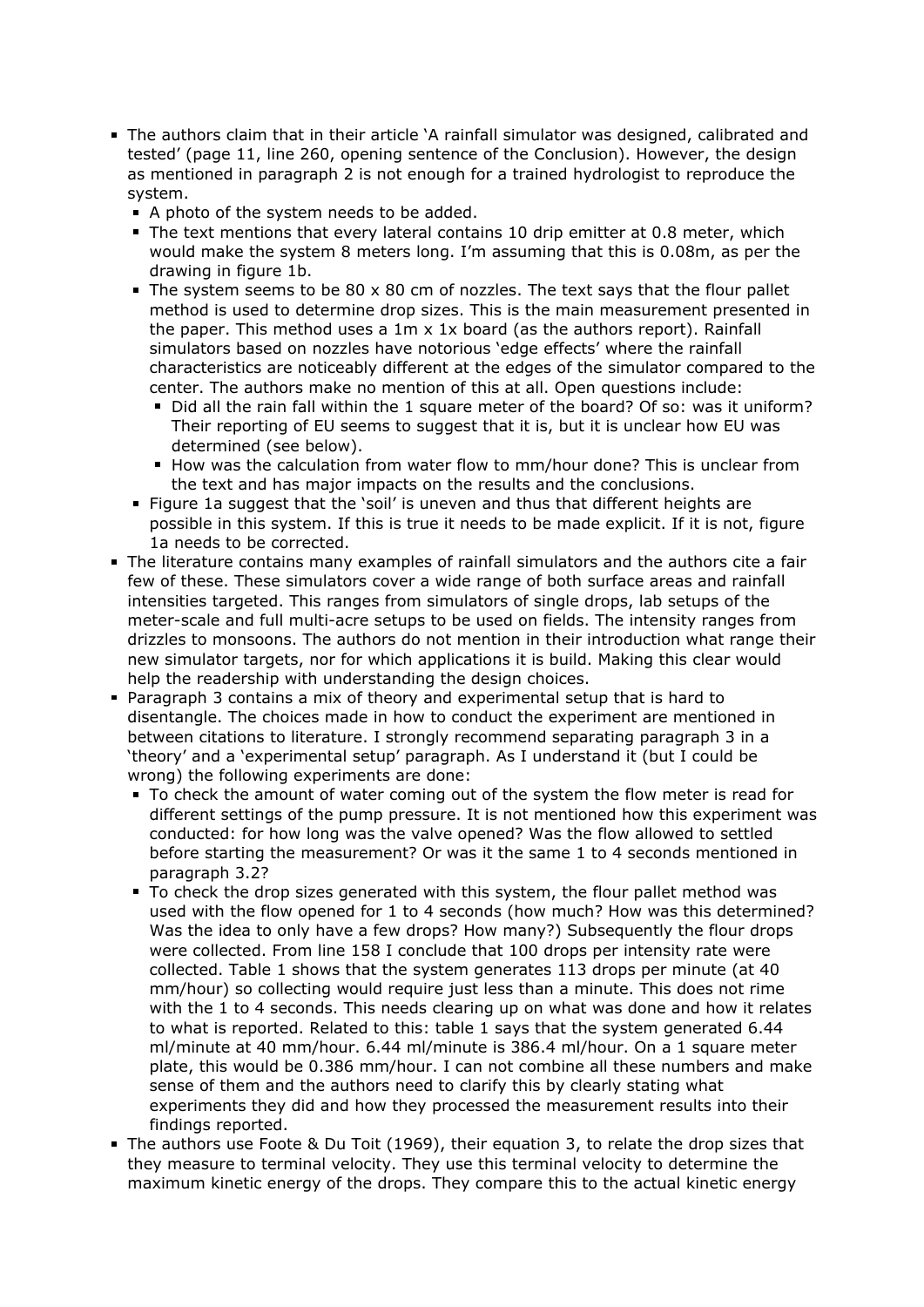- The authors claim that in their article 'A rainfall simulator was designed, calibrated and tested' (page 11, line 260, opening sentence of the Conclusion). However, the design as mentioned in paragraph 2 is not enough for a trained hydrologist to reproduce the system.
  - A photo of the system needs to be added.
  - The text mentions that every lateral contains 10 drip emitter at 0.8 meter, which would make the system 8 meters long. I'm assuming that this is 0.08m, as per the drawing in figure 1b.
  - The system seems to be 80 x 80 cm of nozzles. The text says that the flour pallet method is used to determine drop sizes. This is the main measurement presented in the paper. This method uses a 1m x 1x board (as the authors report). Rainfall simulators based on nozzles have notorious 'edge effects' where the rainfall characteristics are noticeably different at the edges of the simulator compared to the center. The authors make no mention of this at all. Open questions include:
    - Did all the rain fall within the 1 square meter of the board? Of so: was it uniform? Their reporting of EU seems to suggest that it is, but it is unclear how EU was determined (see below).
    - How was the calculation from water flow to mm/hour done? This is unclear from the text and has major impacts on the results and the conclusions.
  - Figure 1a suggest that the 'soil' is uneven and thus that different heights are possible in this system. If this is true it needs to be made explicit. If it is not, figure 1a needs to be corrected.
- The literature contains many examples of rainfall simulators and the authors cite a fair few of these. These simulators cover a wide range of both surface areas and rainfall intensities targeted. This ranges from simulators of single drops, lab setups of the meter-scale and full multi-acre setups to be used on fields. The intensity ranges from drizzles to monsoons. The authors do not mention in their introduction what range their new simulator targets, nor for which applications it is build. Making this clear would help the readership with understanding the design choices.
- Paragraph 3 contains a mix of theory and experimental setup that is hard to disentangle. The choices made in how to conduct the experiment are mentioned in between citations to literature. I strongly recommend separating paragraph 3 in a 'theory' and a 'experimental setup' paragraph. As I understand it (but I could be wrong) the following experiments are done:
  - To check the amount of water coming out of the system the flow meter is read for different settings of the pump pressure. It is not mentioned how this experiment was conducted: for how long was the valve opened? Was the flow allowed to settled before starting the measurement? Or was it the same 1 to 4 seconds mentioned in paragraph 3.2?
  - To check the drop sizes generated with this system, the flour pallet method was used with the flow opened for 1 to 4 seconds (how much? How was this determined? Was the idea to only have a few drops? How many?) Subsequently the flour drops were collected. From line 158 I conclude that 100 drops per intensity rate were collected. Table 1 shows that the system generates 113 drops per minute (at 40 mm/hour) so collecting would require just less than a minute. This does not rime with the 1 to 4 seconds. This needs clearing up on what was done and how it relates to what is reported. Related to this: table 1 says that the system generated 6.44 ml/minute at 40 mm/hour. 6.44 ml/minute is 386.4 ml/hour. On a 1 square meter plate, this would be 0.386 mm/hour. I can not combine all these numbers and make sense of them and the authors need to clarify this by clearly stating what experiments they did and how they processed the measurement results into their findings reported.
- The authors use Foote & Du Toit (1969), their equation 3, to relate the drop sizes that they measure to terminal velocity. They use this terminal velocity to determine the maximum kinetic energy of the drops. They compare this to the actual kinetic energy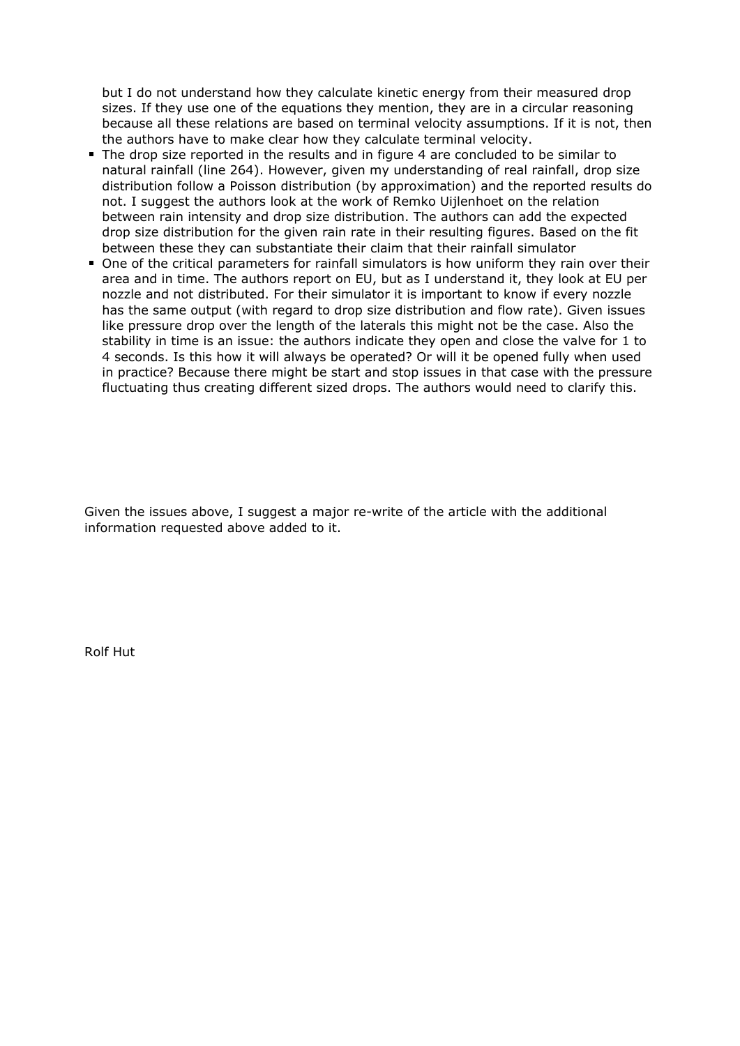but I do not understand how they calculate kinetic energy from their measured drop sizes. If they use one of the equations they mention, they are in a circular reasoning because all these relations are based on terminal velocity assumptions. If it is not, then the authors have to make clear how they calculate terminal velocity.

- The drop size reported in the results and in figure 4 are concluded to be similar to natural rainfall (line 264). However, given my understanding of real rainfall, drop size distribution follow a Poisson distribution (by approximation) and the reported results do not. I suggest the authors look at the work of Remko Uijlenhoet on the relation between rain intensity and drop size distribution. The authors can add the expected drop size distribution for the given rain rate in their resulting figures. Based on the fit between these they can substantiate their claim that their rainfall simulator
- One of the critical parameters for rainfall simulators is how uniform they rain over their area and in time. The authors report on EU, but as I understand it, they look at EU per nozzle and not distributed. For their simulator it is important to know if every nozzle has the same output (with regard to drop size distribution and flow rate). Given issues like pressure drop over the length of the laterals this might not be the case. Also the stability in time is an issue: the authors indicate they open and close the valve for 1 to 4 seconds. Is this how it will always be operated? Or will it be opened fully when used in practice? Because there might be start and stop issues in that case with the pressure fluctuating thus creating different sized drops. The authors would need to clarify this.

Given the issues above, I suggest a major re-write of the article with the additional information requested above added to it.

Rolf Hut